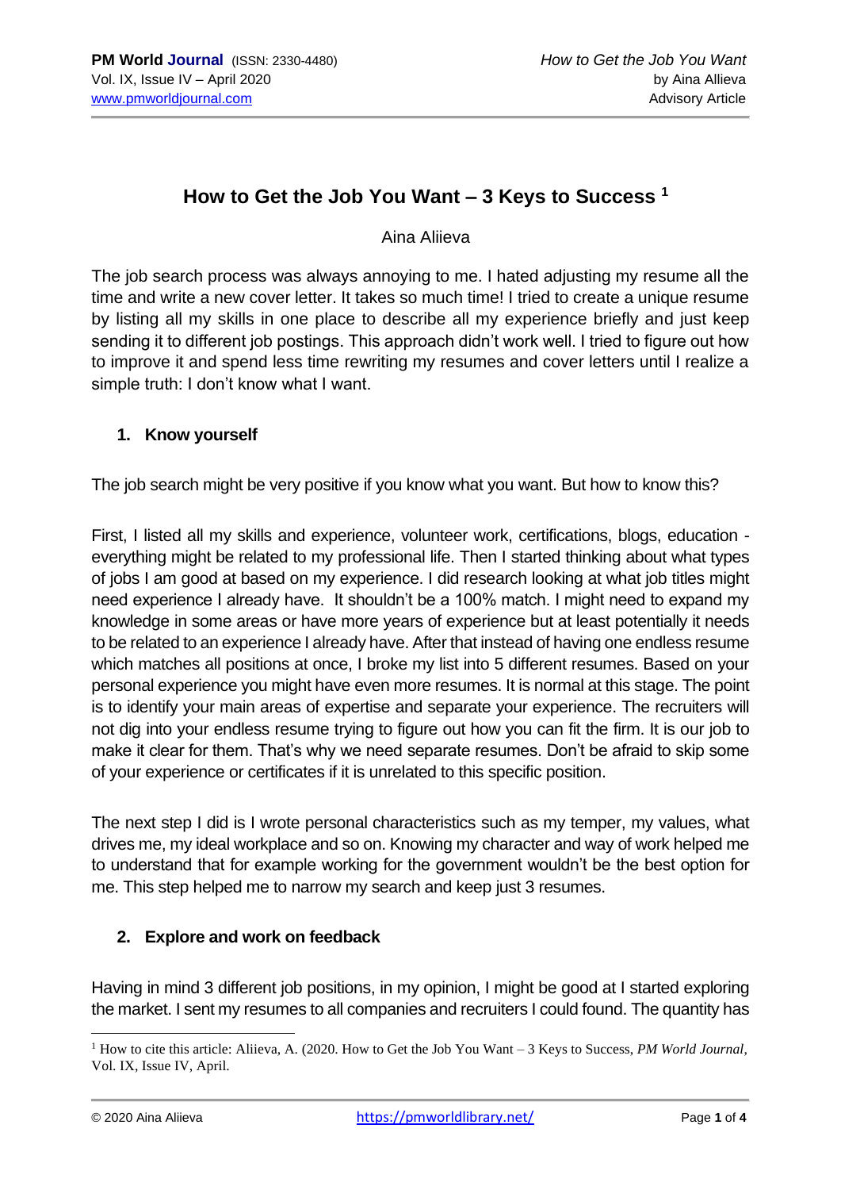# How to Get the Job You Want – 3 Keys to Success [1]

Aina Aliieva

The job search process was always annoying to me. I hated adjusting my resume all the time and write a new cover letter. It takes so much time! I tried to create a unique resume by listing all my skills in one place to describe all my experience briefly and just keep sending it to different job postings. This approach didn't work well. I tried to figure out how to improve it and spend less time rewriting my resumes and cover letters until I realize a simple truth: I don't know what I want.

## 1. Know yourself

The job search might be very positive if you know what you want. But how to know this?

First, I listed all my skills and experience, volunteer work, certifications, blogs, education - everything might be related to my professional life. Then I started thinking about what types of jobs I am good at based on my experience. I did research looking at what job titles might need experience I already have. It shouldn't be a 100% match. I might need to expand my knowledge in some areas or have more years of experience but at least potentially it needs to be related to an experience I already have. After that instead of having one endless resume which matches all positions at once, I broke my list into 5 different resumes. Based on your personal experience you might have even more resumes. It is normal at this stage. The point is to identify your main areas of expertise and separate your experience. The recruiters will not dig into your endless resume trying to figure out how you can fit the firm. It is our job to make it clear for them. That's why we need separate resumes. Don't be afraid to skip some of your experience or certificates if it is unrelated to this specific position.

The next step I did is I wrote personal characteristics such as my temper, my values, what drives me, my ideal workplace and so on. Knowing my character and way of work helped me to understand that for example working for the government wouldn't be the best option for me. This step helped me to narrow my search and keep just 3 resumes.

## 2. Explore and work on feedback

Having in mind 3 different job positions, in my opinion, I might be good at I started exploring the market. I sent my resumes to all companies and recruiters I could found. The quantity has

---

[1] How to cite this article: Aliieva, A. (2020. How to Get the Job You Want – 3 Keys to Success, *PM World Journal*, Vol. IX, Issue IV, April.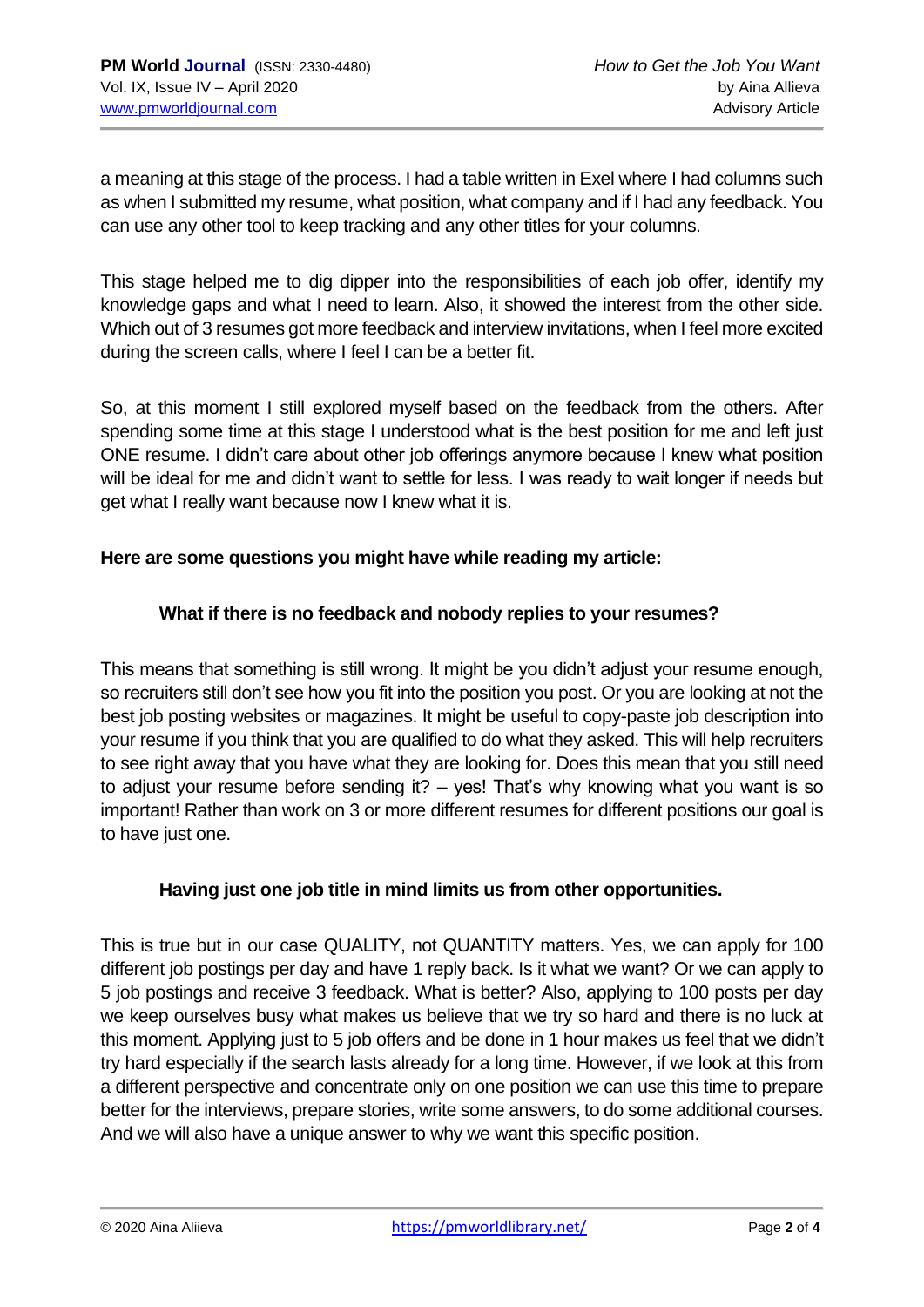a meaning at this stage of the process. I had a table written in Exel where I had columns such as when I submitted my resume, what position, what company and if I had any feedback. You can use any other tool to keep tracking and any other titles for your columns.

This stage helped me to dig dipper into the responsibilities of each job offer, identify my knowledge gaps and what I need to learn. Also, it showed the interest from the other side. Which out of 3 resumes got more feedback and interview invitations, when I feel more excited during the screen calls, where I feel I can be a better fit.

So, at this moment I still explored myself based on the feedback from the others. After spending some time at this stage I understood what is the best position for me and left just ONE resume. I didn't care about other job offerings anymore because I knew what position will be ideal for me and didn't want to settle for less. I was ready to wait longer if needs but get what I really want because now I knew what it is.

**Here are some questions you might have while reading my article:**

**What if there is no feedback and nobody replies to your resumes?**

This means that something is still wrong. It might be you didn't adjust your resume enough, so recruiters still don't see how you fit into the position you post. Or you are looking at not the best job posting websites or magazines. It might be useful to copy-paste job description into your resume if you think that you are qualified to do what they asked. This will help recruiters to see right away that you have what they are looking for. Does this mean that you still need to adjust your resume before sending it? – yes! That's why knowing what you want is so important! Rather than work on 3 or more different resumes for different positions our goal is to have just one.

**Having just one job title in mind limits us from other opportunities.**

This is true but in our case QUALITY, not QUANTITY matters. Yes, we can apply for 100 different job postings per day and have 1 reply back. Is it what we want? Or we can apply to 5 job postings and receive 3 feedback. What is better? Also, applying to 100 posts per day we keep ourselves busy what makes us believe that we try so hard and there is no luck at this moment. Applying just to 5 job offers and be done in 1 hour makes us feel that we didn't try hard especially if the search lasts already for a long time. However, if we look at this from a different perspective and concentrate only on one position we can use this time to prepare better for the interviews, prepare stories, write some answers, to do some additional courses. And we will also have a unique answer to why we want this specific position.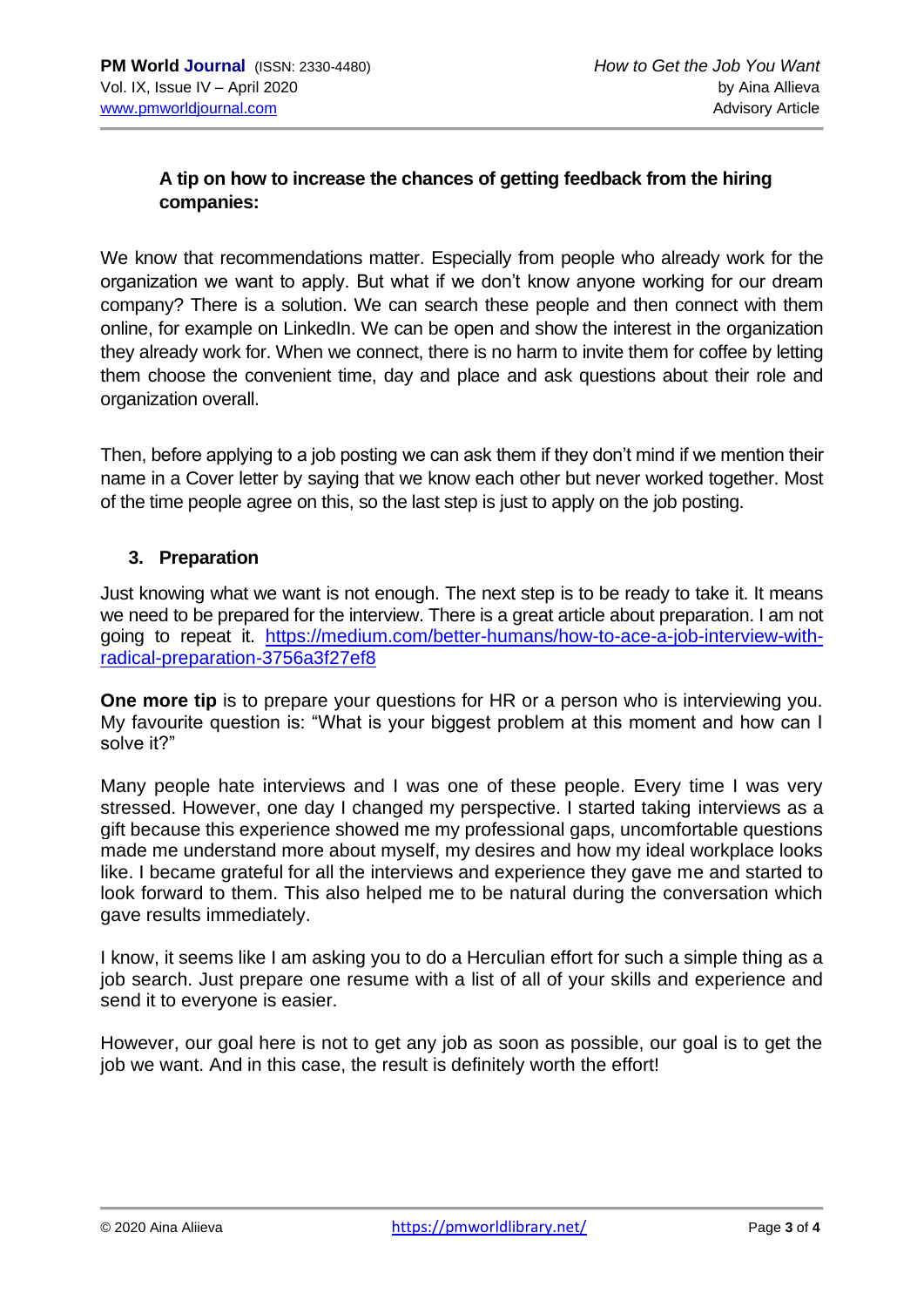**A tip on how to increase the chances of getting feedback from the hiring companies:**

We know that recommendations matter. Especially from people who already work for the organization we want to apply. But what if we don't know anyone working for our dream company? There is a solution. We can search these people and then connect with them online, for example on LinkedIn. We can be open and show the interest in the organization they already work for. When we connect, there is no harm to invite them for coffee by letting them choose the convenient time, day and place and ask questions about their role and organization overall.

Then, before applying to a job posting we can ask them if they don't mind if we mention their name in a Cover letter by saying that we know each other but never worked together. Most of the time people agree on this, so the last step is just to apply on the job posting.

## 3. Preparation

Just knowing what we want is not enough. The next step is to be ready to take it. It means we need to be prepared for the interview. There is a great article about preparation. I am not going to repeat it. https://medium.com/better-humans/how-to-ace-a-job-interview-with-radical-preparation-3756a3f27ef8

**One more tip** is to prepare your questions for HR or a person who is interviewing you. My favourite question is: "What is your biggest problem at this moment and how can I solve it?"

Many people hate interviews and I was one of these people. Every time I was very stressed. However, one day I changed my perspective. I started taking interviews as a gift because this experience showed me my professional gaps, uncomfortable questions made me understand more about myself, my desires and how my ideal workplace looks like. I became grateful for all the interviews and experience they gave me and started to look forward to them. This also helped me to be natural during the conversation which gave results immediately.

I know, it seems like I am asking you to do a Herculian effort for such a simple thing as a job search. Just prepare one resume with a list of all of your skills and experience and send it to everyone is easier.

However, our goal here is not to get any job as soon as possible, our goal is to get the job we want. And in this case, the result is definitely worth the effort!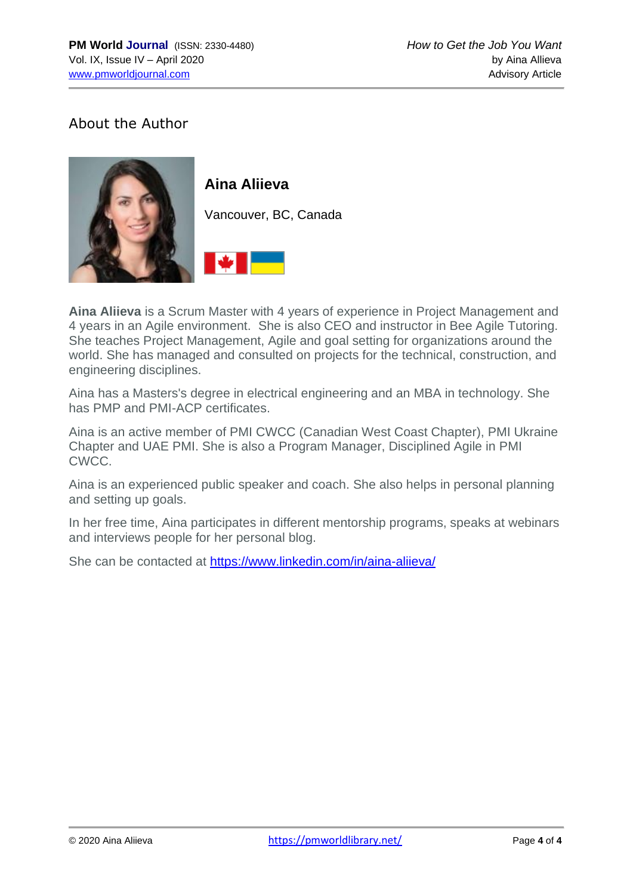## About the Author

### Aina Aliieva

Vancouver, BC, Canada

**Aina Aliieva** is a Scrum Master with 4 years of experience in Project Management and 4 years in an Agile environment. She is also CEO and instructor in Bee Agile Tutoring. She teaches Project Management, Agile and goal setting for organizations around the world. She has managed and consulted on projects for the technical, construction, and engineering disciplines.

Aina has a Masters's degree in electrical engineering and an MBA in technology. She has PMP and PMI-ACP certificates.

Aina is an active member of PMI CWCC (Canadian West Coast Chapter), PMI Ukraine Chapter and UAE PMI. She is also a Program Manager, Disciplined Agile in PMI CWCC.

Aina is an experienced public speaker and coach. She also helps in personal planning and setting up goals.

In her free time, Aina participates in different mentorship programs, speaks at webinars and interviews people for her personal blog.

She can be contacted at https://www.linkedin.com/in/aina-aliieva/